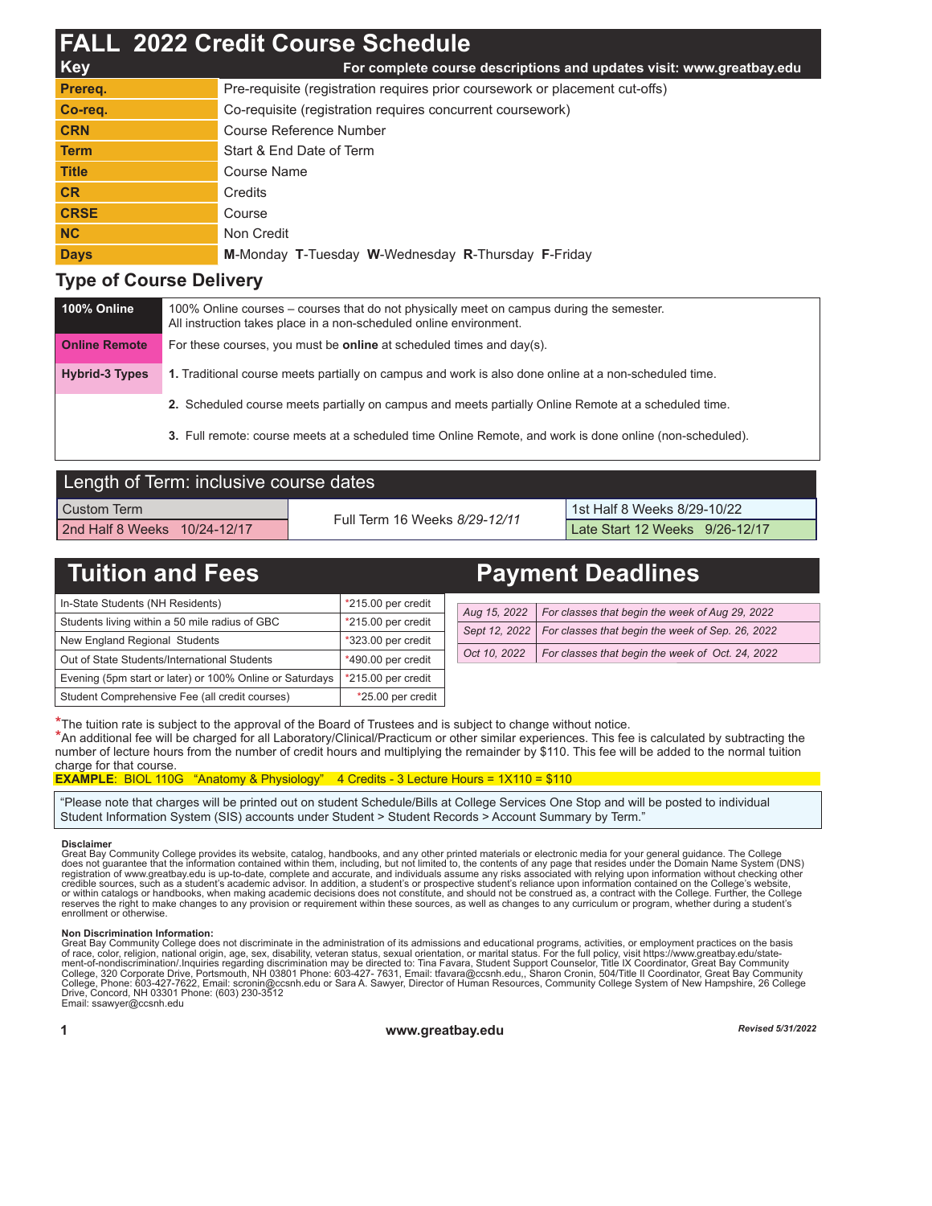# FALL 2022 Credit Course Schedule

## Key

For complete course descriptions and updates visit: www.greatbay.edu

| | |
|---|---|
| **Prereq.** | Pre-requisite (registration requires prior coursework or placement cut-offs) |
| **Co-req.** | Co-requisite (registration requires concurrent coursework) |
| **CRN** | Course Reference Number |
| **Term** | Start & End Date of Term |
| **Title** | Course Name |
| **CR** | Credits |
| **CRSE** | Course |
| **NC** | Non Credit |
| **Days** | **M**-Monday **T**-Tuesday **W**-Wednesday **R**-Thursday **F**-Friday |

## Type of Course Delivery

| | |
|---|---|
| **100% Online** | 100% Online courses – courses that do not physically meet on campus during the semester. All instruction takes place in a non-scheduled online environment. |
| **Online Remote** | For these courses, you must be **online** at scheduled times and day(s). |
| **Hybrid-3 Types** | **1.** Traditional course meets partially on campus and work is also done online at a non-scheduled time. |
| | **2.** Scheduled course meets partially on campus and meets partially Online Remote at a scheduled time. |
| | **3.** Full remote: course meets at a scheduled time Online Remote, and work is done online (non-scheduled). |

## Length of Term: inclusive course dates

| | | |
|---|---|---|
| Custom Term | Full Term 16 Weeks *8/29-12/11* | 1st Half 8 Weeks 8/29-10/22 |
| 2nd Half 8 Weeks 10/24-12/17 | | Late Start 12 Weeks 9/26-12/17 |

## Tuition and Fees

| | |
|---|---|
| In-State Students (NH Residents) | *215.00 per credit |
| Students living within a 50 mile radius of GBC | *215.00 per credit |
| New England Regional Students | *323.00 per credit |
| Out of State Students/International Students | *490.00 per credit |
| Evening (5pm start or later) or 100% Online or Saturdays | *215.00 per credit |
| Student Comprehensive Fee (all credit courses) | *25.00 per credit |

## Payment Deadlines

| | |
|---|---|
| *Aug 15, 2022* | *For classes that begin the week of Aug 29, 2022* |
| *Sept 12, 2022* | *For classes that begin the week of Sep. 26, 2022* |
| *Oct 10, 2022* | *For classes that begin the week of Oct. 24, 2022* |

*The tuition rate is subject to the approval of the Board of Trustees and is subject to change without notice.

*An additional fee will be charged for all Laboratory/Clinical/Practicum or other similar experiences. This fee is calculated by subtracting the number of lecture hours from the number of credit hours and multiplying the remainder by $110. This fee will be added to the normal tuition charge for that course.

**EXAMPLE**: BIOL 110G "Anatomy & Physiology" 4 Credits - 3 Lecture Hours = 1X110 = $110

"Please note that charges will be printed out on student Schedule/Bills at College Services One Stop and will be posted to individual Student Information System (SIS) accounts under Student > Student Records > Account Summary by Term."

**Disclaimer**

Great Bay Community College provides its website, catalog, handbooks, and any other printed materials or electronic media for your general guidance. The College does not guarantee that the information contained within them, including, but not limited to, the contents of any page that resides under the Domain Name System (DNS) registration of www.greatbay.edu is up-to-date, complete and accurate, and individuals assume any risks associated with relying upon information without checking other credible sources, such as a student's academic advisor. In addition, a student's or prospective student's reliance upon information contained on the College's website, or within catalogs or handbooks, when making academic decisions does not constitute, and should not be construed as, a contract with the College. Further, the College reserves the right to make changes to any provision or requirement within these sources, as well as changes to any curriculum or program, whether during a student's enrollment or otherwise.

**Non Discrimination Information:**

Great Bay Community College does not discriminate in the administration of its admissions and educational programs, activities, or employment practices on the basis of race, color, religion, national origin, age, sex, disability, veteran status, sexual orientation, or marital status. For the full policy, visit https://www.greatbay.edu/statement-of-nondiscrimination/.Inquiries regarding discrimination may be directed to: Tina Favara, Student Support Counselor, Title IX Coordinator, Great Bay Community College, 320 Corporate Drive, Portsmouth, NH 03801 Phone: 603-427- 7631, Email: tfavara@ccsnh.edu,, Sharon Cronin, 504/Title II Coordinator, Great Bay Community College, Phone: 603-427-7622, Email: scronin@ccsnh.edu or Sara A. Sawyer, Director of Human Resources, Community College System of New Hampshire, 26 College Drive, Concord, NH 03301 Phone: (603) 230-3512 Email: ssawyer@ccsnh.edu

www.greatbay.edu

*Revised 5/31/2022*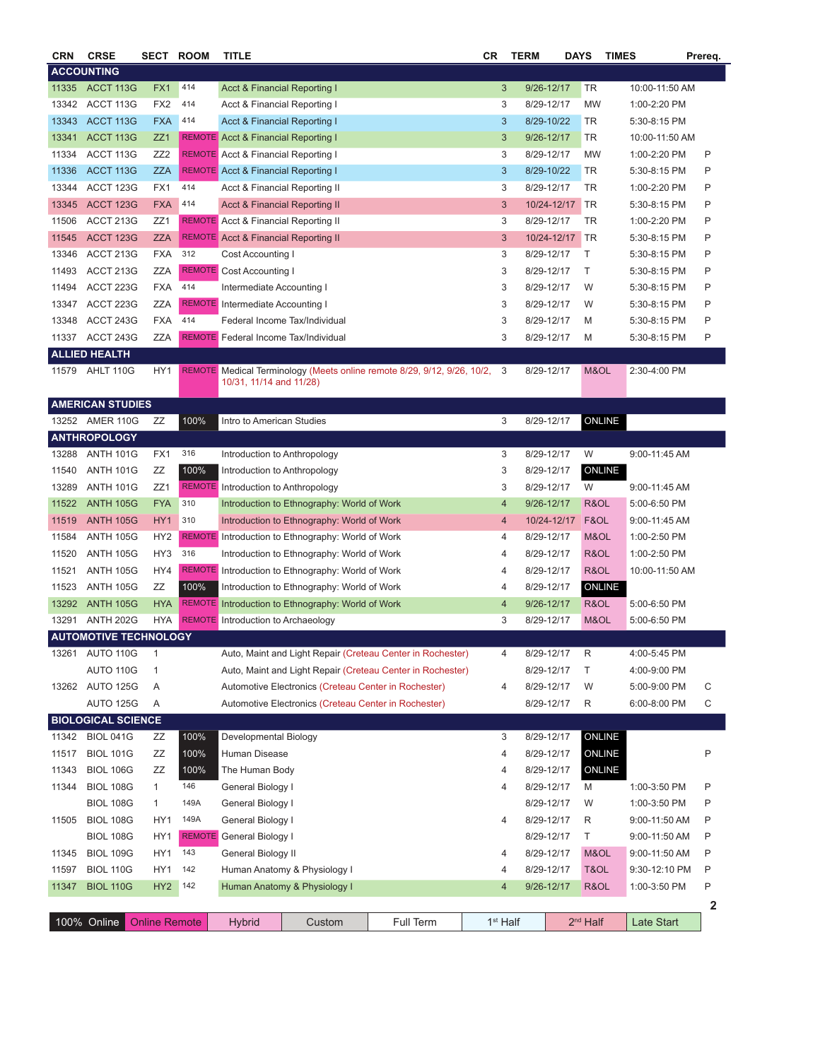| CRN | CRSE | SECT | ROOM | TITLE | CR | TERM | DAYS | TIMES | Prereq. |
|---|---|---|---|---|---|---|---|---|---|
| **ACCOUNTING** | | | | | | | | | |
| 11335 | ACCT 113G | FX1 | 414 | Acct & Financial Reporting I | 3 | 9/26-12/17 | TR | 10:00-11:50 AM | |
| 13342 | ACCT 113G | FX2 | 414 | Acct & Financial Reporting I | 3 | 8/29-12/17 | MW | 1:00-2:20 PM | |
| 13343 | ACCT 113G | FXA | 414 | Acct & Financial Reporting I | 3 | 8/29-10/22 | TR | 5:30-8:15 PM | |
| 13341 | ACCT 113G | ZZ1 | REMOTE | Acct & Financial Reporting I | 3 | 9/26-12/17 | TR | 10:00-11:50 AM | |
| 11334 | ACCT 113G | ZZ2 | REMOTE | Acct & Financial Reporting I | 3 | 8/29-12/17 | MW | 1:00-2:20 PM | P |
| 11336 | ACCT 113G | ZZA | REMOTE | Acct & Financial Reporting I | 3 | 8/29-10/22 | TR | 5:30-8:15 PM | P |
| 13344 | ACCT 123G | FX1 | 414 | Acct & Financial Reporting II | 3 | 8/29-12/17 | TR | 1:00-2:20 PM | P |
| 13345 | ACCT 123G | FXA | 414 | Acct & Financial Reporting II | 3 | 10/24-12/17 | TR | 5:30-8:15 PM | P |
| 11506 | ACCT 213G | ZZ1 | REMOTE | Acct & Financial Reporting II | 3 | 8/29-12/17 | TR | 1:00-2:20 PM | P |
| 11545 | ACCT 123G | ZZA | REMOTE | Acct & Financial Reporting II | 3 | 10/24-12/17 | TR | 5:30-8:15 PM | P |
| 13346 | ACCT 213G | FXA | 312 | Cost Accounting I | 3 | 8/29-12/17 | T | 5:30-8:15 PM | P |
| 11493 | ACCT 213G | ZZA | REMOTE | Cost Accounting I | 3 | 8/29-12/17 | T | 5:30-8:15 PM | P |
| 11494 | ACCT 223G | FXA | 414 | Intermediate Accounting I | 3 | 8/29-12/17 | W | 5:30-8:15 PM | P |
| 13347 | ACCT 223G | ZZA | REMOTE | Intermediate Accounting I | 3 | 8/29-12/17 | W | 5:30-8:15 PM | P |
| 13348 | ACCT 243G | FXA | 414 | Federal Income Tax/Individual | 3 | 8/29-12/17 | M | 5:30-8:15 PM | P |
| 11337 | ACCT 243G | ZZA | REMOTE | Federal Income Tax/Individual | 3 | 8/29-12/17 | M | 5:30-8:15 PM | P |
| **ALLIED HEALTH** | | | | | | | | | |
| 11579 | AHLT 110G | HY1 | REMOTE | Medical Terminology (Meets online remote 8/29, 9/12, 9/26, 10/2, 10/31, 11/14 and 11/28) | 3 | 8/29-12/17 | M&OL | 2:30-4:00 PM | |
| **AMERICAN STUDIES** | | | | | | | | | |
| 13252 | AMER 110G | ZZ | 100% | Intro to American Studies | 3 | 8/29-12/17 | ONLINE | | |
| **ANTHROPOLOGY** | | | | | | | | | |
| 13288 | ANTH 101G | FX1 | 316 | Introduction to Anthropology | 3 | 8/29-12/17 | W | 9:00-11:45 AM | |
| 11540 | ANTH 101G | ZZ | 100% | Introduction to Anthropology | 3 | 8/29-12/17 | ONLINE | | |
| 13289 | ANTH 101G | ZZ1 | REMOTE | Introduction to Anthropology | 3 | 8/29-12/17 | W | 9:00-11:45 AM | |
| 11522 | ANTH 105G | FYA | 310 | Introduction to Ethnography: World of Work | 4 | 9/26-12/17 | R&OL | 5:00-6:50 PM | |
| 11519 | ANTH 105G | HY1 | 310 | Introduction to Ethnography: World of Work | 4 | 10/24-12/17 | F&OL | 9:00-11:45 AM | |
| 11584 | ANTH 105G | HY2 | REMOTE | Introduction to Ethnography: World of Work | 4 | 8/29-12/17 | M&OL | 1:00-2:50 PM | |
| 11520 | ANTH 105G | HY3 | 316 | Introduction to Ethnography: World of Work | 4 | 8/29-12/17 | R&OL | 1:00-2:50 PM | |
| 11521 | ANTH 105G | HY4 | REMOTE | Introduction to Ethnography: World of Work | 4 | 8/29-12/17 | R&OL | 10:00-11:50 AM | |
| 11523 | ANTH 105G | ZZ | 100% | Introduction to Ethnography: World of Work | 4 | 8/29-12/17 | ONLINE | | |
| 13292 | ANTH 105G | HYA | REMOTE | Introduction to Ethnography: World of Work | 4 | 9/26-12/17 | R&OL | 5:00-6:50 PM | |
| 13291 | ANTH 202G | HYA | REMOTE | Introduction to Archaeology | 3 | 8/29-12/17 | M&OL | 5:00-6:50 PM | |
| **AUTOMOTIVE TECHNOLOGY** | | | | | | | | | |
| 13261 | AUTO 110G | 1 | | Auto, Maint and Light Repair (Creteau Center in Rochester) | 4 | 8/29-12/17 | R | 4:00-5:45 PM | |
| | AUTO 110G | 1 | | Auto, Maint and Light Repair (Creteau Center in Rochester) | | 8/29-12/17 | T | 4:00-9:00 PM | |
| 13262 | AUTO 125G | A | | Automotive Electronics (Creteau Center in Rochester) | 4 | 8/29-12/17 | W | 5:00-9:00 PM | C |
| | AUTO 125G | A | | Automotive Electronics (Creteau Center in Rochester) | | 8/29-12/17 | R | 6:00-8:00 PM | C |
| **BIOLOGICAL SCIENCE** | | | | | | | | | |
| 11342 | BIOL 041G | ZZ | 100% | Developmental Biology | 3 | 8/29-12/17 | ONLINE | | |
| 11517 | BIOL 101G | ZZ | 100% | Human Disease | 4 | 8/29-12/17 | ONLINE | | P |
| 11343 | BIOL 106G | ZZ | 100% | The Human Body | 4 | 8/29-12/17 | ONLINE | | |
| 11344 | BIOL 108G | 1 | 146 | General Biology I | 4 | 8/29-12/17 | M | 1:00-3:50 PM | P |
| | BIOL 108G | 1 | 149A | General Biology I | | 8/29-12/17 | W | 1:00-3:50 PM | P |
| 11505 | BIOL 108G | HY1 | 149A | General Biology I | 4 | 8/29-12/17 | R | 9:00-11:50 AM | P |
| | BIOL 108G | HY1 | REMOTE | General Biology I | | 8/29-12/17 | T | 9:00-11:50 AM | P |
| 11345 | BIOL 109G | HY1 | 143 | General Biology II | 4 | 8/29-12/17 | M&OL | 9:00-11:50 AM | P |
| 11597 | BIOL 110G | HY1 | 142 | Human Anatomy & Physiology I | 4 | 8/29-12/17 | T&OL | 9:30-12:10 PM | P |
| 11347 | BIOL 110G | HY2 | 142 | Human Anatomy & Physiology I | 4 | 9/26-12/17 | R&OL | 1:00-3:50 PM | P |

| 100% Online | Online Remote | Hybrid | Custom | Full Term | 1st Half | 2nd Half | Late Start |
|---|---|---|---|---|---|---|---|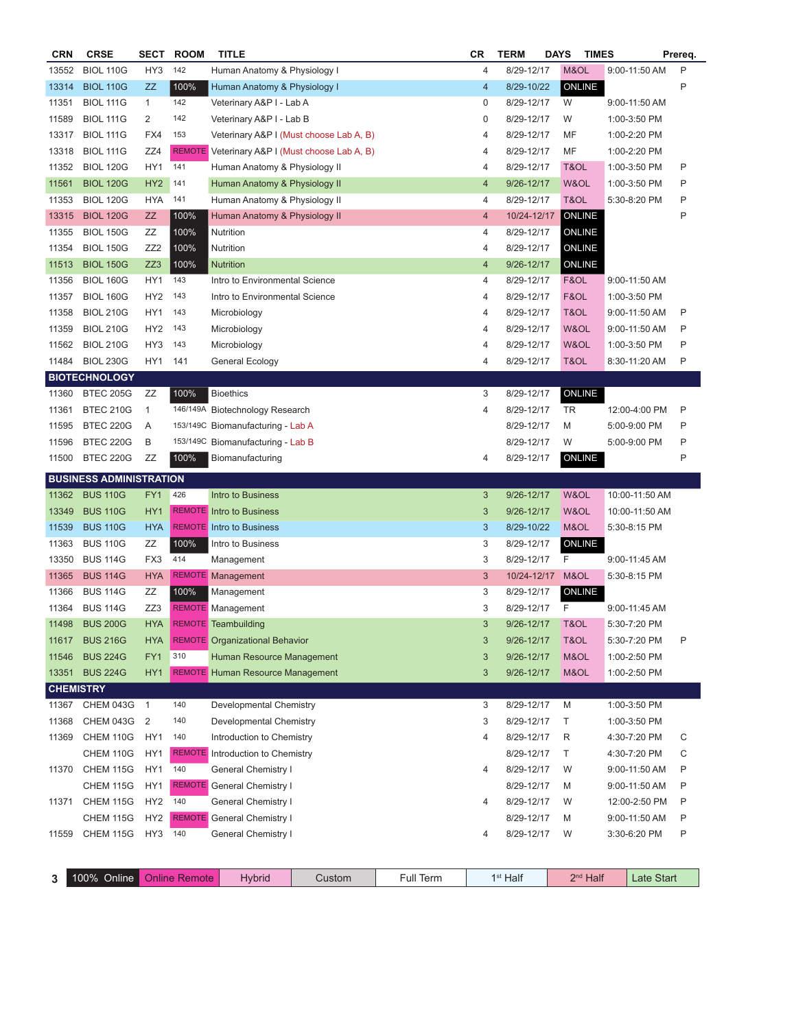| CRN | CRSE | SECT | ROOM | TITLE | CR | TERM | DAYS | TIMES | Prereq. |
|---|---|---|---|---|---|---|---|---|---|
| 13552 | BIOL 110G | HY3 | 142 | Human Anatomy & Physiology I | 4 | 8/29-12/17 | M&OL | 9:00-11:50 AM | P |
| 13314 | BIOL 110G | ZZ | 100% | Human Anatomy & Physiology I | 4 | 8/29-10/22 | ONLINE | | P |
| 11351 | BIOL 111G | 1 | 142 | Veterinary A&P I - Lab A | 0 | 8/29-12/17 | W | 9:00-11:50 AM | |
| 11589 | BIOL 111G | 2 | 142 | Veterinary A&P I - Lab B | 0 | 8/29-12/17 | W | 1:00-3:50 PM | |
| 13317 | BIOL 111G | FX4 | 153 | Veterinary A&P I (Must choose Lab A, B) | 4 | 8/29-12/17 | MF | 1:00-2:20 PM | |
| 13318 | BIOL 111G | ZZ4 | REMOTE | Veterinary A&P I (Must choose Lab A, B) | 4 | 8/29-12/17 | MF | 1:00-2:20 PM | |
| 11352 | BIOL 120G | HY1 | 141 | Human Anatomy & Physiology II | 4 | 8/29-12/17 | T&OL | 1:00-3:50 PM | P |
| 11561 | BIOL 120G | HY2 | 141 | Human Anatomy & Physiology II | 4 | 9/26-12/17 | W&OL | 1:00-3:50 PM | P |
| 11353 | BIOL 120G | HYA | 141 | Human Anatomy & Physiology II | 4 | 8/29-12/17 | T&OL | 5:30-8:20 PM | P |
| 13315 | BIOL 120G | ZZ | 100% | Human Anatomy & Physiology II | 4 | 10/24-12/17 | ONLINE | | P |
| 11355 | BIOL 150G | ZZ | 100% | Nutrition | 4 | 8/29-12/17 | ONLINE | | |
| 11354 | BIOL 150G | ZZ2 | 100% | Nutrition | 4 | 8/29-12/17 | ONLINE | | |
| 11513 | BIOL 150G | ZZ3 | 100% | Nutrition | 4 | 9/26-12/17 | ONLINE | | |
| 11356 | BIOL 160G | HY1 | 143 | Intro to Environmental Science | 4 | 8/29-12/17 | F&OL | 9:00-11:50 AM | |
| 11357 | BIOL 160G | HY2 | 143 | Intro to Environmental Science | 4 | 8/29-12/17 | F&OL | 1:00-3:50 PM | |
| 11358 | BIOL 210G | HY1 | 143 | Microbiology | 4 | 8/29-12/17 | T&OL | 9:00-11:50 AM | P |
| 11359 | BIOL 210G | HY2 | 143 | Microbiology | 4 | 8/29-12/17 | W&OL | 9:00-11:50 AM | P |
| 11562 | BIOL 210G | HY3 | 143 | Microbiology | 4 | 8/29-12/17 | W&OL | 1:00-3:50 PM | P |
| 11484 | BIOL 230G | HY1 | 141 | General Ecology | 4 | 8/29-12/17 | T&OL | 8:30-11:20 AM | P |
| **BIOTECHNOLOGY** | | | | | | | | | |
| 11360 | BTEC 205G | ZZ | 100% | Bioethics | 3 | 8/29-12/17 | ONLINE | | |
| 11361 | BTEC 210G | 1 | 146/149A | Biotechnology Research | 4 | 8/29-12/17 | TR | 12:00-4:00 PM | P |
| 11595 | BTEC 220G | A | 153/149C | Biomanufacturing - Lab A | | 8/29-12/17 | M | 5:00-9:00 PM | P |
| 11596 | BTEC 220G | B | 153/149C | Biomanufacturing - Lab B | | 8/29-12/17 | W | 5:00-9:00 PM | P |
| 11500 | BTEC 220G | ZZ | 100% | Biomanufacturing | 4 | 8/29-12/17 | ONLINE | | P |
| **BUSINESS ADMINISTRATION** | | | | | | | | | |
| 11362 | BUS 110G | FY1 | 426 | Intro to Business | 3 | 9/26-12/17 | W&OL | 10:00-11:50 AM | |
| 13349 | BUS 110G | HY1 | REMOTE | Intro to Business | 3 | 9/26-12/17 | W&OL | 10:00-11:50 AM | |
| 11539 | BUS 110G | HYA | REMOTE | Intro to Business | 3 | 8/29-10/22 | M&OL | 5:30-8:15 PM | |
| 11363 | BUS 110G | ZZ | 100% | Intro to Business | 3 | 8/29-12/17 | ONLINE | | |
| 13350 | BUS 114G | FX3 | 414 | Management | 3 | 8/29-12/17 | F | 9:00-11:45 AM | |
| 11365 | BUS 114G | HYA | REMOTE | Management | 3 | 10/24-12/17 | M&OL | 5:30-8:15 PM | |
| 11366 | BUS 114G | ZZ | 100% | Management | 3 | 8/29-12/17 | ONLINE | | |
| 11364 | BUS 114G | ZZ3 | REMOTE | Management | 3 | 8/29-12/17 | F | 9:00-11:45 AM | |
| 11498 | BUS 200G | HYA | REMOTE | Teambuilding | 3 | 9/26-12/17 | T&OL | 5:30-7:20 PM | |
| 11617 | BUS 216G | HYA | REMOTE | Organizational Behavior | 3 | 9/26-12/17 | T&OL | 5:30-7:20 PM | P |
| 11546 | BUS 224G | FY1 | 310 | Human Resource Management | 3 | 9/26-12/17 | M&OL | 1:00-2:50 PM | |
| 13351 | BUS 224G | HY1 | REMOTE | Human Resource Management | 3 | 9/26-12/17 | M&OL | 1:00-2:50 PM | |
| **CHEMISTRY** | | | | | | | | | |
| 11367 | CHEM 043G | 1 | 140 | Developmental Chemistry | 3 | 8/29-12/17 | M | 1:00-3:50 PM | |
| 11368 | CHEM 043G | 2 | 140 | Developmental Chemistry | 3 | 8/29-12/17 | T | 1:00-3:50 PM | |
| 11369 | CHEM 110G | HY1 | 140 | Introduction to Chemistry | 4 | 8/29-12/17 | R | 4:30-7:20 PM | C |
| | CHEM 110G | HY1 | REMOTE | Introduction to Chemistry | | 8/29-12/17 | T | 4:30-7:20 PM | C |
| 11370 | CHEM 115G | HY1 | 140 | General Chemistry I | 4 | 8/29-12/17 | W | 9:00-11:50 AM | P |
| | CHEM 115G | HY1 | REMOTE | General Chemistry I | | 8/29-12/17 | M | 9:00-11:50 AM | P |
| 11371 | CHEM 115G | HY2 | 140 | General Chemistry I | 4 | 8/29-12/17 | W | 12:00-2:50 PM | P |
| | CHEM 115G | HY2 | REMOTE | General Chemistry I | | 8/29-12/17 | M | 9:00-11:50 AM | P |
| 11559 | CHEM 115G | HY3 | 140 | General Chemistry I | 4 | 8/29-12/17 | W | 3:30-6:20 PM | P |

| 100% Online | Online Remote | Hybrid | Custom | Full Term | 1st Half | 2nd Half | Late Start |
|---|---|---|---|---|---|---|---|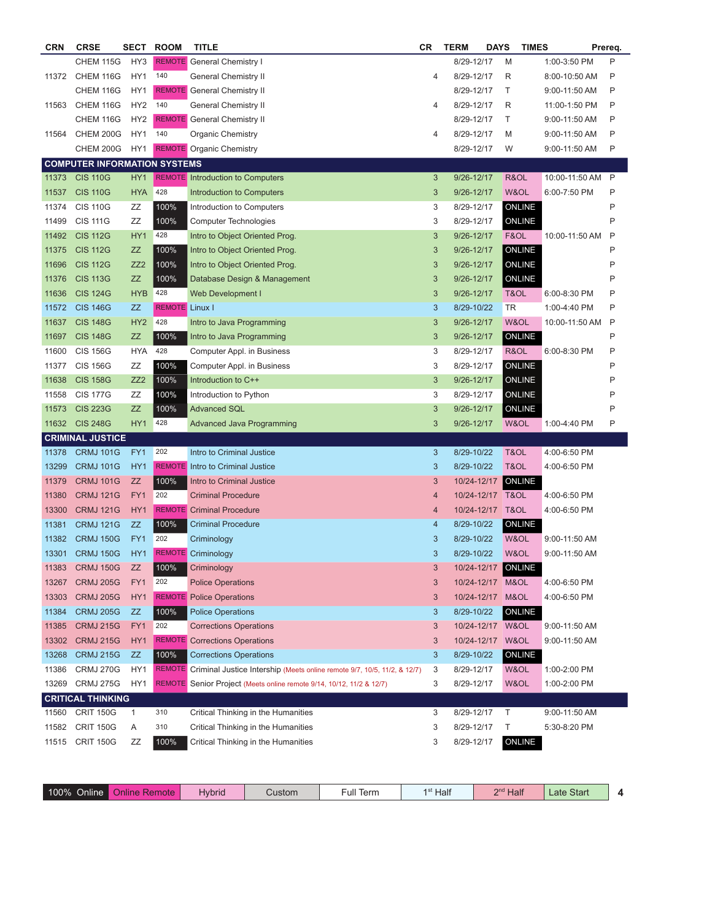| CRN | CRSE | SECT | ROOM | TITLE | CR | TERM | DAYS | TIMES | Prereq. |
|---|---|---|---|---|---|---|---|---|---|
| | CHEM 115G | HY3 | REMOTE | General Chemistry I | | 8/29-12/17 | M | 1:00-3:50 PM | P |
| 11372 | CHEM 116G | HY1 | 140 | General Chemistry II | 4 | 8/29-12/17 | R | 8:00-10:50 AM | P |
| | CHEM 116G | HY1 | REMOTE | General Chemistry II | | 8/29-12/17 | T | 9:00-11:50 AM | P |
| 11563 | CHEM 116G | HY2 | 140 | General Chemistry II | 4 | 8/29-12/17 | R | 11:00-1:50 PM | P |
| | CHEM 116G | HY2 | REMOTE | General Chemistry II | | 8/29-12/17 | T | 9:00-11:50 AM | P |
| 11564 | CHEM 200G | HY1 | 140 | Organic Chemistry | 4 | 8/29-12/17 | M | 9:00-11:50 AM | P |
| | CHEM 200G | HY1 | REMOTE | Organic Chemistry | | 8/29-12/17 | W | 9:00-11:50 AM | P |
| **COMPUTER INFORMATION SYSTEMS** | | | | | | | | | |
| 11373 | CIS 110G | HY1 | REMOTE | Introduction to Computers | 3 | 9/26-12/17 | R&OL | 10:00-11:50 AM | P |
| 11537 | CIS 110G | HYA | 428 | Introduction to Computers | 3 | 9/26-12/17 | W&OL | 6:00-7:50 PM | P |
| 11374 | CIS 110G | ZZ | 100% | Introduction to Computers | 3 | 8/29-12/17 | ONLINE | | P |
| 11499 | CIS 111G | ZZ | 100% | Computer Technologies | 3 | 8/29-12/17 | ONLINE | | P |
| 11492 | CIS 112G | HY1 | 428 | Intro to Object Oriented Prog. | 3 | 9/26-12/17 | F&OL | 10:00-11:50 AM | P |
| 11375 | CIS 112G | ZZ | 100% | Intro to Object Oriented Prog. | 3 | 9/26-12/17 | ONLINE | | P |
| 11696 | CIS 112G | ZZ2 | 100% | Intro to Object Oriented Prog. | 3 | 9/26-12/17 | ONLINE | | P |
| 11376 | CIS 113G | ZZ | 100% | Database Design & Management | 3 | 9/26-12/17 | ONLINE | | P |
| 11636 | CIS 124G | HYB | 428 | Web Development I | 3 | 9/26-12/17 | T&OL | 6:00-8:30 PM | P |
| 11572 | CIS 146G | ZZ | REMOTE | Linux I | 3 | 8/29-10/22 | TR | 1:00-4:40 PM | P |
| 11637 | CIS 148G | HY2 | 428 | Intro to Java Programming | 3 | 9/26-12/17 | W&OL | 10:00-11:50 AM | P |
| 11697 | CIS 148G | ZZ | 100% | Intro to Java Programming | 3 | 9/26-12/17 | ONLINE | | P |
| 11600 | CIS 156G | HYA | 428 | Computer Appl. in Business | 3 | 8/29-12/17 | R&OL | 6:00-8:30 PM | P |
| 11377 | CIS 156G | ZZ | 100% | Computer Appl. in Business | 3 | 8/29-12/17 | ONLINE | | P |
| 11638 | CIS 158G | ZZ2 | 100% | Introduction to C++ | 3 | 9/26-12/17 | ONLINE | | P |
| 11558 | CIS 177G | ZZ | 100% | Introduction to Python | 3 | 8/29-12/17 | ONLINE | | P |
| 11573 | CIS 223G | ZZ | 100% | Advanced SQL | 3 | 9/26-12/17 | ONLINE | | P |
| 11632 | CIS 248G | HY1 | 428 | Advanced Java Programming | 3 | 9/26-12/17 | W&OL | 1:00-4:40 PM | P |
| **CRIMINAL JUSTICE** | | | | | | | | | |
| 11378 | CRMJ 101G | FY1 | 202 | Intro to Criminal Justice | 3 | 8/29-10/22 | T&OL | 4:00-6:50 PM | |
| 13299 | CRMJ 101G | HY1 | REMOTE | Intro to Criminal Justice | 3 | 8/29-10/22 | T&OL | 4:00-6:50 PM | |
| 11379 | CRMJ 101G | ZZ | 100% | Intro to Criminal Justice | 3 | 10/24-12/17 | ONLINE | | |
| 11380 | CRMJ 121G | FY1 | 202 | Criminal Procedure | 4 | 10/24-12/17 | T&OL | 4:00-6:50 PM | |
| 13300 | CRMJ 121G | HY1 | REMOTE | Criminal Procedure | 4 | 10/24-12/17 | T&OL | 4:00-6:50 PM | |
| 11381 | CRMJ 121G | ZZ | 100% | Criminal Procedure | 4 | 8/29-10/22 | ONLINE | | |
| 11382 | CRMJ 150G | FY1 | 202 | Criminology | 3 | 8/29-10/22 | W&OL | 9:00-11:50 AM | |
| 13301 | CRMJ 150G | HY1 | REMOTE | Criminology | 3 | 8/29-10/22 | W&OL | 9:00-11:50 AM | |
| 11383 | CRMJ 150G | ZZ | 100% | Criminology | 3 | 10/24-12/17 | ONLINE | | |
| 13267 | CRMJ 205G | FY1 | 202 | Police Operations | 3 | 10/24-12/17 | M&OL | 4:00-6:50 PM | |
| 13303 | CRMJ 205G | HY1 | REMOTE | Police Operations | 3 | 10/24-12/17 | M&OL | 4:00-6:50 PM | |
| 11384 | CRMJ 205G | ZZ | 100% | Police Operations | 3 | 8/29-10/22 | ONLINE | | |
| 11385 | CRMJ 215G | FY1 | 202 | Corrections Operations | 3 | 10/24-12/17 | W&OL | 9:00-11:50 AM | |
| 13302 | CRMJ 215G | HY1 | REMOTE | Corrections Operations | 3 | 10/24-12/17 | W&OL | 9:00-11:50 AM | |
| 13268 | CRMJ 215G | ZZ | 100% | Corrections Operations | 3 | 8/29-10/22 | ONLINE | | |
| 11386 | CRMJ 270G | HY1 | REMOTE | Criminal Justice Intership (Meets online remote 9/7, 10/5, 11/2, & 12/7) | 3 | 8/29-12/17 | W&OL | 1:00-2:00 PM | |
| 13269 | CRMJ 275G | HY1 | REMOTE | Senior Project (Meets online remote 9/14, 10/12, 11/2 & 12/7) | 3 | 8/29-12/17 | W&OL | 1:00-2:00 PM | |
| **CRITICAL THINKING** | | | | | | | | | |
| 11560 | CRIT 150G | 1 | 310 | Critical Thinking in the Humanities | 3 | 8/29-12/17 | T | 9:00-11:50 AM | |
| 11582 | CRIT 150G | A | 310 | Critical Thinking in the Humanities | 3 | 8/29-12/17 | T | 5:30-8:20 PM | |
| 11515 | CRIT 150G | ZZ | 100% | Critical Thinking in the Humanities | 3 | 8/29-12/17 | ONLINE | | |

| 100% Online | Online Remote | Hybrid | Custom | Full Term | 1st Half | 2nd Half | Late Start |
|---|---|---|---|---|---|---|---|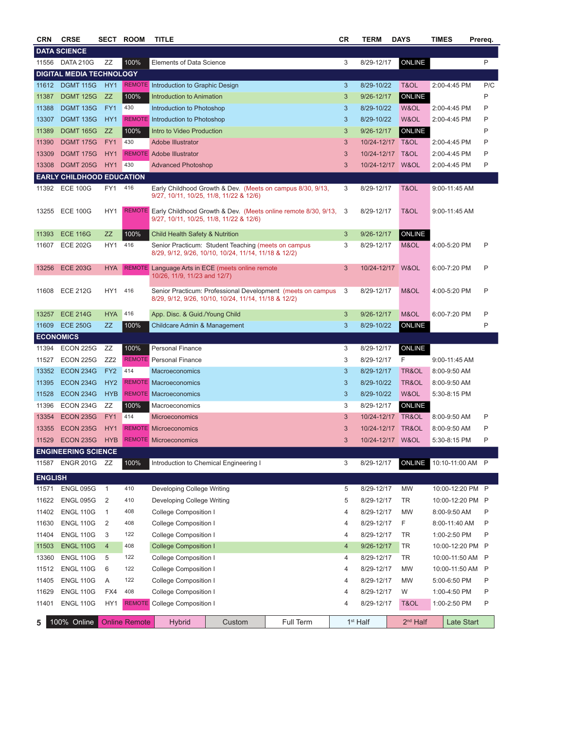| CRN | CRSE | SECT | ROOM | TITLE | CR | TERM | DAYS | TIMES | Prereq. |
|---|---|---|---|---|---|---|---|---|---|
| **DATA SCIENCE** | | | | | | | | | |
| 11556 | DATA 210G | ZZ | 100% | Elements of Data Science | 3 | 8/29-12/17 | ONLINE | | P |
| **DIGITAL MEDIA TECHNOLOGY** | | | | | | | | | |
| 11612 | DGMT 115G | HY1 | REMOTE | Introduction to Graphic Design | 3 | 8/29-10/22 | T&OL | 2:00-4:45 PM | P/C |
| 11387 | DGMT 125G | ZZ | 100% | Introduction to Animation | 3 | 9/26-12/17 | ONLINE | | P |
| 11388 | DGMT 135G | FY1 | 430 | Introduction to Photoshop | 3 | 8/29-10/22 | W&OL | 2:00-4:45 PM | P |
| 13307 | DGMT 135G | HY1 | REMOTE | Introduction to Photoshop | 3 | 8/29-10/22 | W&OL | 2:00-4:45 PM | P |
| 11389 | DGMT 165G | ZZ | 100% | Intro to Video Production | 3 | 9/26-12/17 | ONLINE | | P |
| 11390 | DGMT 175G | FY1 | 430 | Adobe Illustrator | 3 | 10/24-12/17 | T&OL | 2:00-4:45 PM | P |
| 13309 | DGMT 175G | HY1 | REMOTE | Adobe Illustrator | 3 | 10/24-12/17 | T&OL | 2:00-4:45 PM | P |
| 13308 | DGMT 205G | HY1 | 430 | Advanced Photoshop | 3 | 10/24-12/17 | W&OL | 2:00-4:45 PM | P |
| **EARLY CHILDHOOD EDUCATION** | | | | | | | | | |
| 11392 | ECE 100G | FY1 | 416 | Early Childhood Growth & Dev. (Meets on campus 8/30, 9/13, 9/27, 10/11, 10/25, 11/8, 11/22 & 12/6) | 3 | 8/29-12/17 | T&OL | 9:00-11:45 AM | |
| 13255 | ECE 100G | HY1 | REMOTE | Early Childhood Growth & Dev. (Meets online remote 8/30, 9/13, 9/27, 10/11, 10/25, 11/8, 11/22 & 12/6) | 3 | 8/29-12/17 | T&OL | 9:00-11:45 AM | |
| 11393 | ECE 116G | ZZ | 100% | Child Health Safety & Nutrition | 3 | 9/26-12/17 | ONLINE | | |
| 11607 | ECE 202G | HY1 | 416 | Senior Practicum: Student Teaching (meets on campus 8/29, 9/12, 9/26, 10/10, 10/24, 11/14, 11/18 & 12/2) | 3 | 8/29-12/17 | M&OL | 4:00-5:20 PM | P |
| 13256 | ECE 203G | HYA | REMOTE | Language Arts in ECE (meets online remote 10/26, 11/9, 11/23 and 12/7) | 3 | 10/24-12/17 | W&OL | 6:00-7:20 PM | P |
| 11608 | ECE 212G | HY1 | 416 | Senior Practicum: Professional Development (meets on campus 8/29, 9/12, 9/26, 10/10, 10/24, 11/14, 11/18 & 12/2) | 3 | 8/29-12/17 | M&OL | 4:00-5:20 PM | P |
| 13257 | ECE 214G | HYA | 416 | App. Disc. & Guid./Young Child | 3 | 9/26-12/17 | M&OL | 6:00-7:20 PM | P |
| 11609 | ECE 250G | ZZ | 100% | Childcare Admin & Management | 3 | 8/29-10/22 | ONLINE | | P |
| **ECONOMICS** | | | | | | | | | |
| 11394 | ECON 225G | ZZ | 100% | Personal Finance | 3 | 8/29-12/17 | ONLINE | | |
| 11527 | ECON 225G | ZZ2 | REMOTE | Personal Finance | 3 | 8/29-12/17 | F | 9:00-11:45 AM | |
| 13352 | ECON 234G | FY2 | 414 | Macroeconomics | 3 | 8/29-12/17 | TR&OL | 8:00-9:50 AM | |
| 11395 | ECON 234G | HY2 | REMOTE | Macroeconomics | 3 | 8/29-10/22 | TR&OL | 8:00-9:50 AM | |
| 11528 | ECON 234G | HYB | REMOTE | Macroeconomics | 3 | 8/29-10/22 | W&OL | 5:30-8:15 PM | |
| 11396 | ECON 234G | ZZ | 100% | Macroeconomics | 3 | 8/29-12/17 | ONLINE | | |
| 13354 | ECON 235G | FY1 | 414 | Microeconomics | 3 | 10/24-12/17 | TR&OL | 8:00-9:50 AM | P |
| 13355 | ECON 235G | HY1 | REMOTE | Microeconomics | 3 | 10/24-12/17 | TR&OL | 8:00-9:50 AM | P |
| 11529 | ECON 235G | HYB | REMOTE | Microeconomics | 3 | 10/24-12/17 | W&OL | 5:30-8:15 PM | P |
| **ENGINEERING SCIENCE** | | | | | | | | | |
| 11587 | ENGR 201G | ZZ | 100% | Introduction to Chemical Engineering I | 3 | 8/29-12/17 | ONLINE | 10:10-11:00 AM | P |
| **ENGLISH** | | | | | | | | | |
| 11571 | ENGL 095G | 1 | 410 | Developing College Writing | 5 | 8/29-12/17 | MW | 10:00-12:20 PM | P |
| 11622 | ENGL 095G | 2 | 410 | Developing College Writing | 5 | 8/29-12/17 | TR | 10:00-12:20 PM | P |
| 11402 | ENGL 110G | 1 | 408 | College Composition I | 4 | 8/29-12/17 | MW | 8:00-9:50 AM | P |
| 11630 | ENGL 110G | 2 | 408 | College Composition I | 4 | 8/29-12/17 | F | 8:00-11:40 AM | P |
| 11404 | ENGL 110G | 3 | 122 | College Composition I | 4 | 8/29-12/17 | TR | 1:00-2:50 PM | P |
| 11503 | ENGL 110G | 4 | 408 | College Composition I | 4 | 9/26-12/17 | TR | 10:00-12:20 PM | P |
| 13360 | ENGL 110G | 5 | 122 | College Composition I | 4 | 8/29-12/17 | TR | 10:00-11:50 AM | P |
| 11512 | ENGL 110G | 6 | 122 | College Composition I | 4 | 8/29-12/17 | MW | 10:00-11:50 AM | P |
| 11405 | ENGL 110G | A | 122 | College Composition I | 4 | 8/29-12/17 | MW | 5:00-6:50 PM | P |
| 11629 | ENGL 110G | FX4 | 408 | College Composition I | 4 | 8/29-12/17 | W | 1:00-4:50 PM | P |
| 11401 | ENGL 110G | HY1 | REMOTE | College Composition I | 4 | 8/29-12/17 | T&OL | 1:00-2:50 PM | P |

| 100% Online | Online Remote | Hybrid | Custom | Full Term | 1st Half | 2nd Half | Late Start |
|---|---|---|---|---|---|---|---|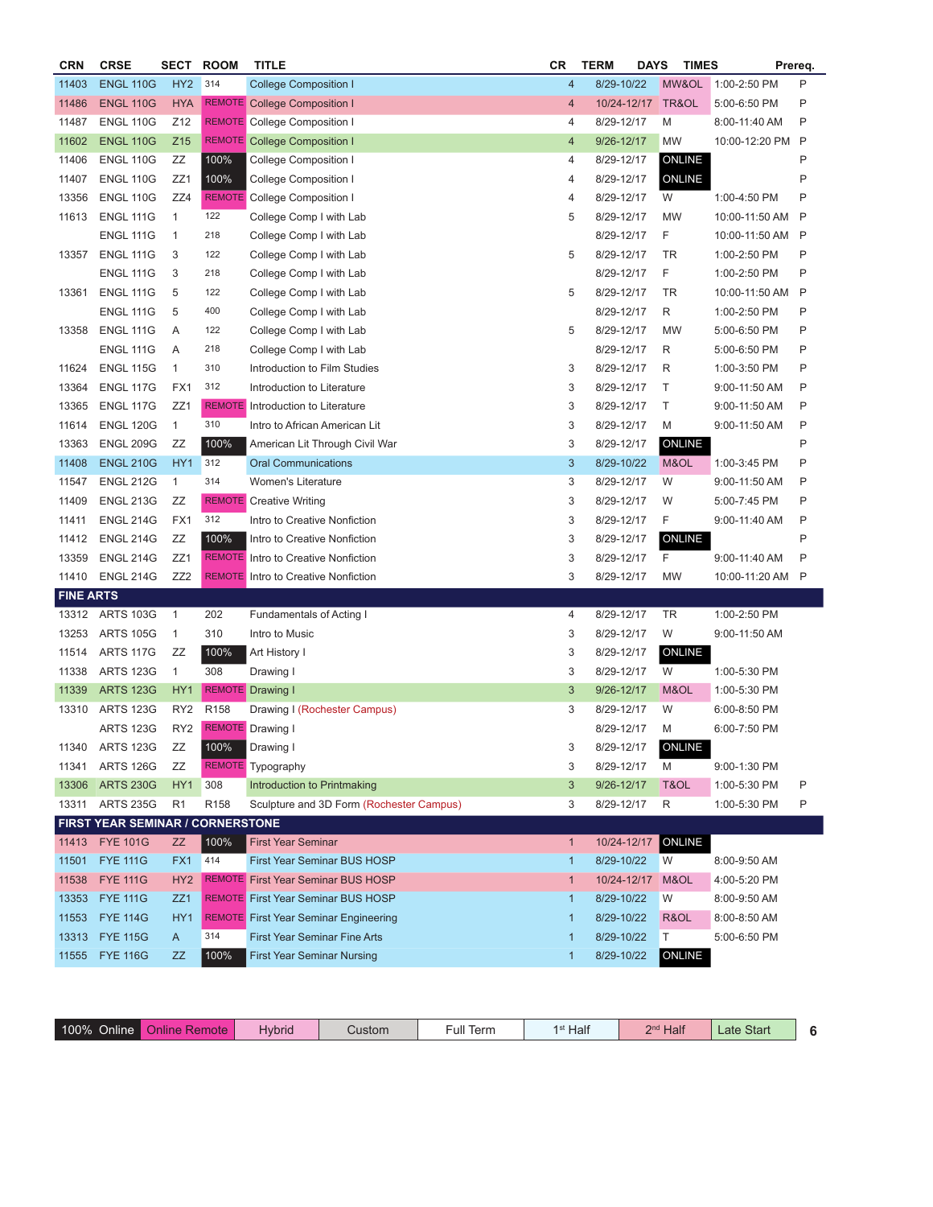| CRN | CRSE | SECT | ROOM | TITLE | CR | TERM | DAYS | TIMES | Prereq. |
|---|---|---|---|---|---|---|---|---|---|
| 11403 | ENGL 110G | HY2 | 314 | College Composition I | 4 | 8/29-10/22 | MW&OL | 1:00-2:50 PM | P |
| 11486 | ENGL 110G | HYA | REMOTE | College Composition I | 4 | 10/24-12/17 | TR&OL | 5:00-6:50 PM | P |
| 11487 | ENGL 110G | Z12 | REMOTE | College Composition I | 4 | 8/29-12/17 | M | 8:00-11:40 AM | P |
| 11602 | ENGL 110G | Z15 | REMOTE | College Composition I | 4 | 9/26-12/17 | MW | 10:00-12:20 PM | P |
| 11406 | ENGL 110G | ZZ | 100% | College Composition I | 4 | 8/29-12/17 | ONLINE | | P |
| 11407 | ENGL 110G | ZZ1 | 100% | College Composition I | 4 | 8/29-12/17 | ONLINE | | P |
| 13356 | ENGL 110G | ZZ4 | REMOTE | College Composition I | 4 | 8/29-12/17 | W | 1:00-4:50 PM | P |
| 11613 | ENGL 111G | 1 | 122 | College Comp I with Lab | 5 | 8/29-12/17 | MW | 10:00-11:50 AM | P |
| | ENGL 111G | 1 | 218 | College Comp I with Lab | | 8/29-12/17 | F | 10:00-11:50 AM | P |
| 13357 | ENGL 111G | 3 | 122 | College Comp I with Lab | 5 | 8/29-12/17 | TR | 1:00-2:50 PM | P |
| | ENGL 111G | 3 | 218 | College Comp I with Lab | | 8/29-12/17 | F | 1:00-2:50 PM | P |
| 13361 | ENGL 111G | 5 | 122 | College Comp I with Lab | 5 | 8/29-12/17 | TR | 10:00-11:50 AM | P |
| | ENGL 111G | 5 | 400 | College Comp I with Lab | | 8/29-12/17 | R | 1:00-2:50 PM | P |
| 13358 | ENGL 111G | A | 122 | College Comp I with Lab | 5 | 8/29-12/17 | MW | 5:00-6:50 PM | P |
| | ENGL 111G | A | 218 | College Comp I with Lab | | 8/29-12/17 | R | 5:00-6:50 PM | P |
| 11624 | ENGL 115G | 1 | 310 | Introduction to Film Studies | 3 | 8/29-12/17 | R | 1:00-3:50 PM | P |
| 13364 | ENGL 117G | FX1 | 312 | Introduction to Literature | 3 | 8/29-12/17 | T | 9:00-11:50 AM | P |
| 13365 | ENGL 117G | ZZ1 | REMOTE | Introduction to Literature | 3 | 8/29-12/17 | T | 9:00-11:50 AM | P |
| 11614 | ENGL 120G | 1 | 310 | Intro to African American Lit | 3 | 8/29-12/17 | M | 9:00-11:50 AM | P |
| 13363 | ENGL 209G | ZZ | 100% | American Lit Through Civil War | 3 | 8/29-12/17 | ONLINE | | P |
| 11408 | ENGL 210G | HY1 | 312 | Oral Communications | 3 | 8/29-10/22 | M&OL | 1:00-3:45 PM | P |
| 11547 | ENGL 212G | 1 | 314 | Women's Literature | 3 | 8/29-12/17 | W | 9:00-11:50 AM | P |
| 11409 | ENGL 213G | ZZ | REMOTE | Creative Writing | 3 | 8/29-12/17 | W | 5:00-7:45 PM | P |
| 11411 | ENGL 214G | FX1 | 312 | Intro to Creative Nonfiction | 3 | 8/29-12/17 | F | 9:00-11:40 AM | P |
| 11412 | ENGL 214G | ZZ | 100% | Intro to Creative Nonfiction | 3 | 8/29-12/17 | ONLINE | | P |
| 13359 | ENGL 214G | ZZ1 | REMOTE | Intro to Creative Nonfiction | 3 | 8/29-12/17 | F | 9:00-11:40 AM | P |
| 11410 | ENGL 214G | ZZ2 | REMOTE | Intro to Creative Nonfiction | 3 | 8/29-12/17 | MW | 10:00-11:20 AM | P |
| **FINE ARTS** | | | | | | | | | |
| 13312 | ARTS 103G | 1 | 202 | Fundamentals of Acting I | 4 | 8/29-12/17 | TR | 1:00-2:50 PM | |
| 13253 | ARTS 105G | 1 | 310 | Intro to Music | 3 | 8/29-12/17 | W | 9:00-11:50 AM | |
| 11514 | ARTS 117G | ZZ | 100% | Art History I | 3 | 8/29-12/17 | ONLINE | | |
| 11338 | ARTS 123G | 1 | 308 | Drawing I | 3 | 8/29-12/17 | W | 1:00-5:30 PM | |
| 11339 | ARTS 123G | HY1 | REMOTE | Drawing I | 3 | 9/26-12/17 | M&OL | 1:00-5:30 PM | |
| 13310 | ARTS 123G | RY2 | R158 | Drawing I (Rochester Campus) | 3 | 8/29-12/17 | W | 6:00-8:50 PM | |
| | ARTS 123G | RY2 | REMOTE | Drawing I | | 8/29-12/17 | M | 6:00-7:50 PM | |
| 11340 | ARTS 123G | ZZ | 100% | Drawing I | 3 | 8/29-12/17 | ONLINE | | |
| 11341 | ARTS 126G | ZZ | REMOTE | Typography | 3 | 8/29-12/17 | M | 9:00-1:30 PM | |
| 13306 | ARTS 230G | HY1 | 308 | Introduction to Printmaking | 3 | 9/26-12/17 | T&OL | 1:00-5:30 PM | P |
| 13311 | ARTS 235G | R1 | R158 | Sculpture and 3D Form (Rochester Campus) | 3 | 8/29-12/17 | R | 1:00-5:30 PM | P |
| **FIRST YEAR SEMINAR / CORNERSTONE** | | | | | | | | | |
| 11413 | FYE 101G | ZZ | 100% | First Year Seminar | 1 | 10/24-12/17 | ONLINE | | |
| 11501 | FYE 111G | FX1 | 414 | First Year Seminar BUS HOSP | 1 | 8/29-10/22 | W | 8:00-9:50 AM | |
| 11538 | FYE 111G | HY2 | REMOTE | First Year Seminar BUS HOSP | 1 | 10/24-12/17 | M&OL | 4:00-5:20 PM | |
| 13353 | FYE 111G | ZZ1 | REMOTE | First Year Seminar BUS HOSP | 1 | 8/29-10/22 | W | 8:00-9:50 AM | |
| 11553 | FYE 114G | HY1 | REMOTE | First Year Seminar Engineering | 1 | 8/29-10/22 | R&OL | 8:00-8:50 AM | |
| 13313 | FYE 115G | A | 314 | First Year Seminar Fine Arts | 1 | 8/29-10/22 | T | 5:00-6:50 PM | |
| 11555 | FYE 116G | ZZ | 100% | First Year Seminar Nursing | 1 | 8/29-10/22 | ONLINE | | |

| 100% Online | Online Remote | Hybrid | Custom | Full Term | 1st Half | 2nd Half | Late Start |
|---|---|---|---|---|---|---|---|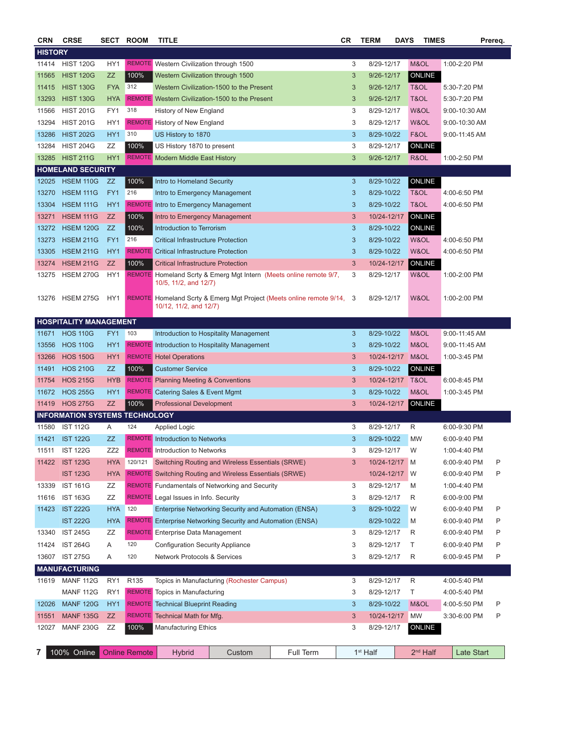| CRN | CRSE | SECT | ROOM | TITLE | CR | TERM | DAYS | TIMES | Prereq. |
|---|---|---|---|---|---|---|---|---|---|
| **HISTORY** | | | | | | | | | |
| 11414 | HIST 120G | HY1 | REMOTE | Western Civilization through 1500 | 3 | 8/29-12/17 | M&OL | 1:00-2:20 PM | |
| 11565 | HIST 120G | ZZ | 100% | Western Civilization through 1500 | 3 | 9/26-12/17 | ONLINE | | |
| 11415 | HIST 130G | FYA | 312 | Western Civilization-1500 to the Present | 3 | 9/26-12/17 | T&OL | 5:30-7:20 PM | |
| 13293 | HIST 130G | HYA | REMOTE | Western Civilization-1500 to the Present | 3 | 9/26-12/17 | T&OL | 5:30-7:20 PM | |
| 11566 | HIST 201G | FY1 | 318 | History of New England | 3 | 8/29-12/17 | W&OL | 9:00-10:30 AM | |
| 13294 | HIST 201G | HY1 | REMOTE | History of New England | 3 | 8/29-12/17 | W&OL | 9:00-10:30 AM | |
| 13286 | HIST 202G | HY1 | 310 | US History to 1870 | 3 | 8/29-10/22 | F&OL | 9:00-11:45 AM | |
| 13284 | HIST 204G | ZZ | 100% | US History 1870 to present | 3 | 8/29-12/17 | ONLINE | | |
| 13285 | HIST 211G | HY1 | REMOTE | Modern Middle East History | 3 | 9/26-12/17 | R&OL | 1:00-2:50 PM | |
| **HOMELAND SECURITY** | | | | | | | | | |
| 12025 | HSEM 110G | ZZ | 100% | Intro to Homeland Security | 3 | 8/29-10/22 | ONLINE | | |
| 13270 | HSEM 111G | FY1 | 216 | Intro to Emergency Management | 3 | 8/29-10/22 | T&OL | 4:00-6:50 PM | |
| 13304 | HSEM 111G | HY1 | REMOTE | Intro to Emergency Management | 3 | 8/29-10/22 | T&OL | 4:00-6:50 PM | |
| 13271 | HSEM 111G | ZZ | 100% | Intro to Emergency Management | 3 | 10/24-12/17 | ONLINE | | |
| 13272 | HSEM 120G | ZZ | 100% | Introduction to Terrorism | 3 | 8/29-10/22 | ONLINE | | |
| 13273 | HSEM 211G | FY1 | 216 | Critical Infrastructure Protection | 3 | 8/29-10/22 | W&OL | 4:00-6:50 PM | |
| 13305 | HSEM 211G | HY1 | REMOTE | Critical Infrastructure Protection | 3 | 8/29-10/22 | W&OL | 4:00-6:50 PM | |
| 13274 | HSEM 211G | ZZ | 100% | Critical Infrastructure Protection | 3 | 10/24-12/17 | ONLINE | | |
| 13275 | HSEM 270G | HY1 | REMOTE | Homeland Scrty & Emerg Mgt Intern (Meets online remote 9/7, 10/5, 11/2, and 12/7) | 3 | 8/29-12/17 | W&OL | 1:00-2:00 PM | |
| 13276 | HSEM 275G | HY1 | REMOTE | Homeland Scrty & Emerg Mgt Project (Meets online remote 9/14, 10/12, 11/2, and 12/7) | 3 | 8/29-12/17 | W&OL | 1:00-2:00 PM | |
| **HOSPITALITY MANAGEMENT** | | | | | | | | | |
| 11671 | HOS 110G | FY1 | 103 | Introduction to Hospitality Management | 3 | 8/29-10/22 | M&OL | 9:00-11:45 AM | |
| 13556 | HOS 110G | HY1 | REMOTE | Introduction to Hospitality Management | 3 | 8/29-10/22 | M&OL | 9:00-11:45 AM | |
| 13266 | HOS 150G | HY1 | REMOTE | Hotel Operations | 3 | 10/24-12/17 | M&OL | 1:00-3:45 PM | |
| 11491 | HOS 210G | ZZ | 100% | Customer Service | 3 | 8/29-10/22 | ONLINE | | |
| 11754 | HOS 215G | HYB | REMOTE | Planning Meeting & Conventions | 3 | 10/24-12/17 | T&OL | 6:00-8:45 PM | |
| 11672 | HOS 255G | HY1 | REMOTE | Catering Sales & Event Mgmt | 3 | 8/29-10/22 | M&OL | 1:00-3:45 PM | |
| 11419 | HOS 275G | ZZ | 100% | Professional Development | 3 | 10/24-12/17 | ONLINE | | |
| **INFORMATION SYSTEMS TECHNOLOGY** | | | | | | | | | |
| 11580 | IST 112G | A | 124 | Applied Logic | 3 | 8/29-12/17 | R | 6:00-9:30 PM | |
| 11421 | IST 122G | ZZ | REMOTE | Introduction to Networks | 3 | 8/29-10/22 | MW | 6:00-9:40 PM | |
| 11511 | IST 122G | ZZ2 | REMOTE | Introduction to Networks | 3 | 8/29-12/17 | W | 1:00-4:40 PM | |
| 11422 | IST 123G | HYA | 120/121 | Switching Routing and Wireless Essentials (SRWE) | 3 | 10/24-12/17 | M | 6:00-9:40 PM | P |
| | IST 123G | HYA | REMOTE | Switching Routing and Wireless Essentials (SRWE) | | 10/24-12/17 | W | 6:00-9:40 PM | P |
| 13339 | IST 161G | ZZ | REMOTE | Fundamentals of Networking and Security | 3 | 8/29-12/17 | M | 1:00-4:40 PM | |
| 11616 | IST 163G | ZZ | REMOTE | Legal Issues in Info. Security | 3 | 8/29-12/17 | R | 6:00-9:00 PM | |
| 11423 | IST 222G | HYA | 120 | Enterprise Networking Security and Automation (ENSA) | 3 | 8/29-10/22 | W | 6:00-9:40 PM | P |
| | IST 222G | HYA | REMOTE | Enterprise Networking Security and Automation (ENSA) | | 8/29-10/22 | M | 6:00-9:40 PM | P |
| 13340 | IST 245G | ZZ | REMOTE | Enterprise Data Management | 3 | 8/29-12/17 | R | 6:00-9:40 PM | P |
| 11424 | IST 264G | A | 120 | Configuration Security Appliance | 3 | 8/29-12/17 | T | 6:00-9:40 PM | P |
| 13607 | IST 275G | A | 120 | Network Protocols & Services | 3 | 8/29-12/17 | R | 6:00-9:45 PM | P |
| **MANUFACTURING** | | | | | | | | | |
| 11619 | MANF 112G | RY1 | R135 | Topics in Manufacturing (Rochester Campus) | 3 | 8/29-12/17 | R | 4:00-5:40 PM | |
| | MANF 112G | RY1 | REMOTE | Topics in Manufacturing | 3 | 8/29-12/17 | T | 4:00-5:40 PM | |
| 12026 | MANF 120G | HY1 | REMOTE | Technical Blueprint Reading | 3 | 8/29-10/22 | M&OL | 4:00-5:50 PM | P |
| 11551 | MANF 135G | ZZ | REMOTE | Technical Math for Mfg. | 3 | 10/24-12/17 | MW | 3:30-6:00 PM | P |
| 12027 | MANF 230G | ZZ | 100% | Manufacturing Ethics | 3 | 8/29-12/17 | ONLINE | | |

| 100% Online | Online Remote | Hybrid | Custom | Full Term | 1st Half | 2nd Half | Late Start |
|---|---|---|---|---|---|---|---|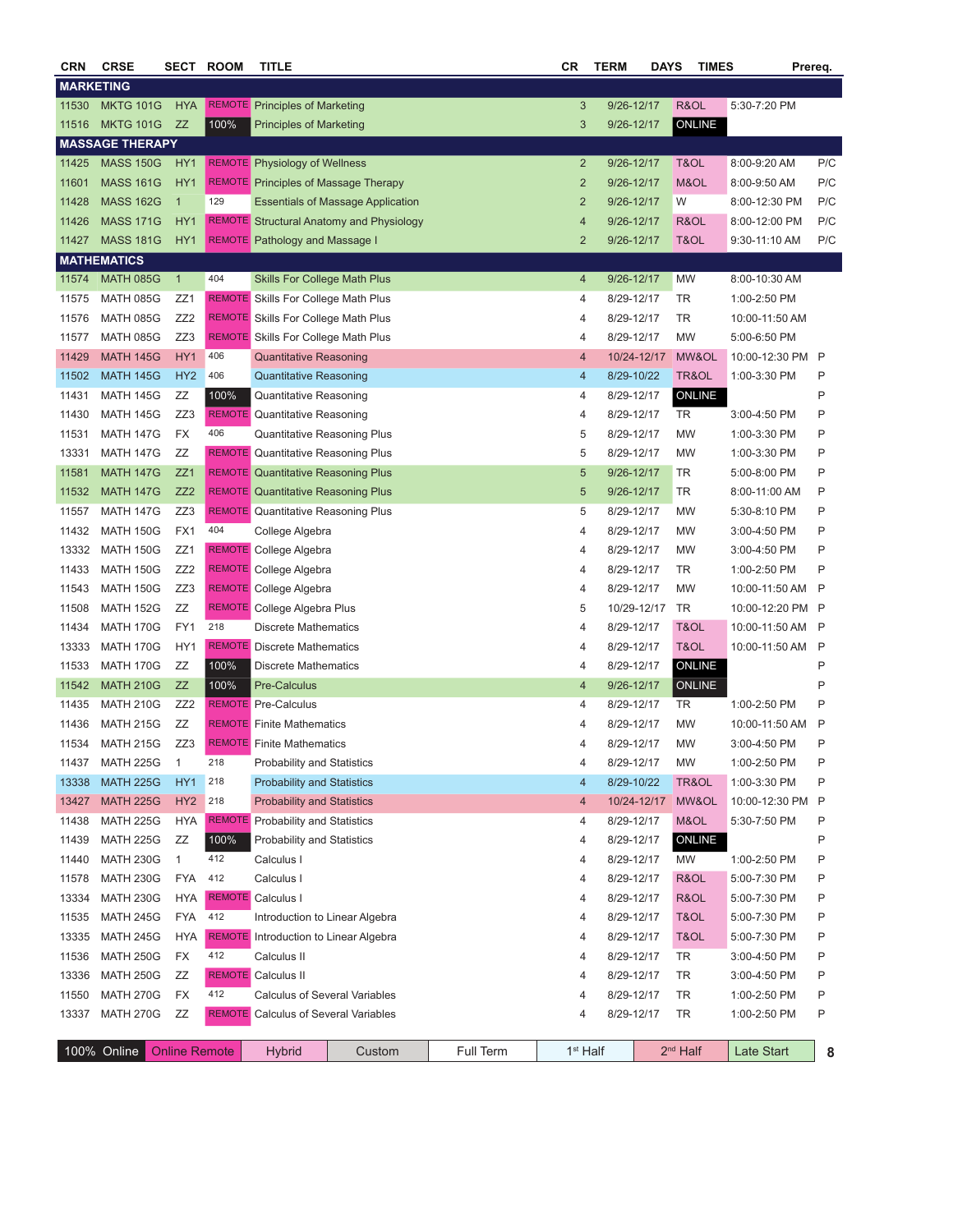| CRN | CRSE | SECT | ROOM | TITLE | CR | TERM | DAYS | TIMES | Prereq. |
|---|---|---|---|---|---|---|---|---|---|
| **MARKETING** | | | | | | | | | |
| 11530 | MKTG 101G | HYA | REMOTE | Principles of Marketing | 3 | 9/26-12/17 | R&OL | 5:30-7:20 PM | |
| 11516 | MKTG 101G | ZZ | 100% | Principles of Marketing | 3 | 9/26-12/17 | ONLINE | | |
| **MASSAGE THERAPY** | | | | | | | | | |
| 11425 | MASS 150G | HY1 | REMOTE | Physiology of Wellness | 2 | 9/26-12/17 | T&OL | 8:00-9:20 AM | P/C |
| 11601 | MASS 161G | HY1 | REMOTE | Principles of Massage Therapy | 2 | 9/26-12/17 | M&OL | 8:00-9:50 AM | P/C |
| 11428 | MASS 162G | 1 | 129 | Essentials of Massage Application | 2 | 9/26-12/17 | W | 8:00-12:30 PM | P/C |
| 11426 | MASS 171G | HY1 | REMOTE | Structural Anatomy and Physiology | 4 | 9/26-12/17 | R&OL | 8:00-12:00 PM | P/C |
| 11427 | MASS 181G | HY1 | REMOTE | Pathology and Massage I | 2 | 9/26-12/17 | T&OL | 9:30-11:10 AM | P/C |
| **MATHEMATICS** | | | | | | | | | |
| 11574 | MATH 085G | 1 | 404 | Skills For College Math Plus | 4 | 9/26-12/17 | MW | 8:00-10:30 AM | |
| 11575 | MATH 085G | ZZ1 | REMOTE | Skills For College Math Plus | 4 | 8/29-12/17 | TR | 1:00-2:50 PM | |
| 11576 | MATH 085G | ZZ2 | REMOTE | Skills For College Math Plus | 4 | 8/29-12/17 | TR | 10:00-11:50 AM | |
| 11577 | MATH 085G | ZZ3 | REMOTE | Skills For College Math Plus | 4 | 8/29-12/17 | MW | 5:00-6:50 PM | |
| 11429 | MATH 145G | HY1 | 406 | Quantitative Reasoning | 4 | 10/24-12/17 | MW&OL | 10:00-12:30 PM | P |
| 11502 | MATH 145G | HY2 | 406 | Quantitative Reasoning | 4 | 8/29-10/22 | TR&OL | 1:00-3:30 PM | P |
| 11431 | MATH 145G | ZZ | 100% | Quantitative Reasoning | 4 | 8/29-12/17 | ONLINE | | P |
| 11430 | MATH 145G | ZZ3 | REMOTE | Quantitative Reasoning | 4 | 8/29-12/17 | TR | 3:00-4:50 PM | P |
| 11531 | MATH 147G | FX | 406 | Quantitative Reasoning Plus | 5 | 8/29-12/17 | MW | 1:00-3:30 PM | P |
| 13331 | MATH 147G | ZZ | REMOTE | Quantitative Reasoning Plus | 5 | 8/29-12/17 | MW | 1:00-3:30 PM | P |
| 11581 | MATH 147G | ZZ1 | REMOTE | Quantitative Reasoning Plus | 5 | 9/26-12/17 | TR | 5:00-8:00 PM | P |
| 11532 | MATH 147G | ZZ2 | REMOTE | Quantitative Reasoning Plus | 5 | 9/26-12/17 | TR | 8:00-11:00 AM | P |
| 11557 | MATH 147G | ZZ3 | REMOTE | Quantitative Reasoning Plus | 5 | 8/29-12/17 | MW | 5:30-8:10 PM | P |
| 11432 | MATH 150G | FX1 | 404 | College Algebra | 4 | 8/29-12/17 | MW | 3:00-4:50 PM | P |
| 13332 | MATH 150G | ZZ1 | REMOTE | College Algebra | 4 | 8/29-12/17 | MW | 3:00-4:50 PM | P |
| 11433 | MATH 150G | ZZ2 | REMOTE | College Algebra | 4 | 8/29-12/17 | TR | 1:00-2:50 PM | P |
| 11543 | MATH 150G | ZZ3 | REMOTE | College Algebra | 4 | 8/29-12/17 | MW | 10:00-11:50 AM | P |
| 11508 | MATH 152G | ZZ | REMOTE | College Algebra Plus | 5 | 10/29-12/17 | TR | 10:00-12:20 PM | P |
| 11434 | MATH 170G | FY1 | 218 | Discrete Mathematics | 4 | 8/29-12/17 | T&OL | 10:00-11:50 AM | P |
| 13333 | MATH 170G | HY1 | REMOTE | Discrete Mathematics | 4 | 8/29-12/17 | T&OL | 10:00-11:50 AM | P |
| 11533 | MATH 170G | ZZ | 100% | Discrete Mathematics | 4 | 8/29-12/17 | ONLINE | | P |
| 11542 | MATH 210G | ZZ | 100% | Pre-Calculus | 4 | 9/26-12/17 | ONLINE | | P |
| 11435 | MATH 210G | ZZ2 | REMOTE | Pre-Calculus | 4 | 8/29-12/17 | TR | 1:00-2:50 PM | P |
| 11436 | MATH 215G | ZZ | REMOTE | Finite Mathematics | 4 | 8/29-12/17 | MW | 10:00-11:50 AM | P |
| 11534 | MATH 215G | ZZ3 | REMOTE | Finite Mathematics | 4 | 8/29-12/17 | MW | 3:00-4:50 PM | P |
| 11437 | MATH 225G | 1 | 218 | Probability and Statistics | 4 | 8/29-12/17 | MW | 1:00-2:50 PM | P |
| 13338 | MATH 225G | HY1 | 218 | Probability and Statistics | 4 | 8/29-10/22 | TR&OL | 1:00-3:30 PM | P |
| 13427 | MATH 225G | HY2 | 218 | Probability and Statistics | 4 | 10/24-12/17 | MW&OL | 10:00-12:30 PM | P |
| 11438 | MATH 225G | HYA | REMOTE | Probability and Statistics | 4 | 8/29-12/17 | M&OL | 5:30-7:50 PM | P |
| 11439 | MATH 225G | ZZ | 100% | Probability and Statistics | 4 | 8/29-12/17 | ONLINE | | P |
| 11440 | MATH 230G | 1 | 412 | Calculus I | 4 | 8/29-12/17 | MW | 1:00-2:50 PM | P |
| 11578 | MATH 230G | FYA | 412 | Calculus I | 4 | 8/29-12/17 | R&OL | 5:00-7:30 PM | P |
| 13334 | MATH 230G | HYA | REMOTE | Calculus I | 4 | 8/29-12/17 | R&OL | 5:00-7:30 PM | P |
| 11535 | MATH 245G | FYA | 412 | Introduction to Linear Algebra | 4 | 8/29-12/17 | T&OL | 5:00-7:30 PM | P |
| 13335 | MATH 245G | HYA | REMOTE | Introduction to Linear Algebra | 4 | 8/29-12/17 | T&OL | 5:00-7:30 PM | P |
| 11536 | MATH 250G | FX | 412 | Calculus II | 4 | 8/29-12/17 | TR | 3:00-4:50 PM | P |
| 13336 | MATH 250G | ZZ | REMOTE | Calculus II | 4 | 8/29-12/17 | TR | 3:00-4:50 PM | P |
| 11550 | MATH 270G | FX | 412 | Calculus of Several Variables | 4 | 8/29-12/17 | TR | 1:00-2:50 PM | P |
| 13337 | MATH 270G | ZZ | REMOTE | Calculus of Several Variables | 4 | 8/29-12/17 | TR | 1:00-2:50 PM | P |

Legend: 100% Online | Online Remote | Hybrid | Custom | Full Term | 1st Half | 2nd Half | Late Start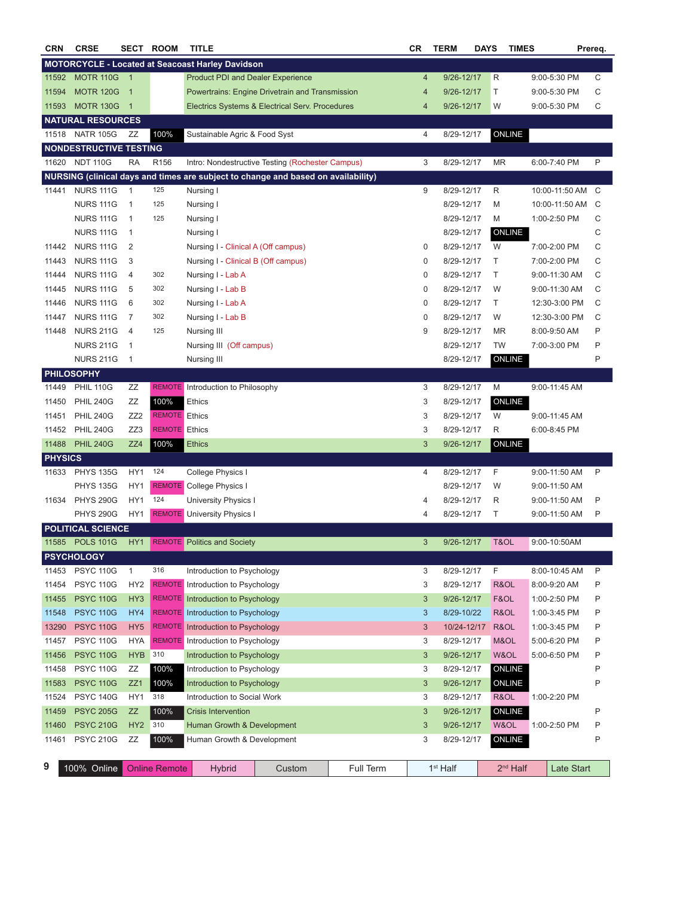| CRN | CRSE | SECT | ROOM | TITLE | CR | TERM | DAYS | TIMES | Prereq. |
|---|---|---|---|---|---|---|---|---|---|
| **MOTORCYCLE - Located at Seacoast Harley Davidson** | | | | | | | | | |
| 11592 | MOTR 110G | 1 | | Product PDI and Dealer Experience | 4 | 9/26-12/17 | R | 9:00-5:30 PM | C |
| 11594 | MOTR 120G | 1 | | Powertrains: Engine Drivetrain and Transmission | 4 | 9/26-12/17 | T | 9:00-5:30 PM | C |
| 11593 | MOTR 130G | 1 | | Electrics Systems & Electrical Serv. Procedures | 4 | 9/26-12/17 | W | 9:00-5:30 PM | C |
| **NATURAL RESOURCES** | | | | | | | | | |
| 11518 | NATR 105G | ZZ | 100% | Sustainable Agric & Food Syst | 4 | 8/29-12/17 | ONLINE | | |
| **NONDESTRUCTIVE TESTING** | | | | | | | | | |
| 11620 | NDT 110G | RA | R156 | Intro: Nondestructive Testing (Rochester Campus) | 3 | 8/29-12/17 | MR | 6:00-7:40 PM | P |
| **NURSING (clinical days and times are subject to change and based on availability)** | | | | | | | | | |
| 11441 | NURS 111G | 1 | 125 | Nursing I | 9 | 8/29-12/17 | R | 10:00-11:50 AM | C |
| | NURS 111G | 1 | 125 | Nursing I | | 8/29-12/17 | M | 10:00-11:50 AM | C |
| | NURS 111G | 1 | 125 | Nursing I | | 8/29-12/17 | M | 1:00-2:50 PM | C |
| | NURS 111G | 1 | | Nursing I | | 8/29-12/17 | ONLINE | | C |
| 11442 | NURS 111G | 2 | | Nursing I - Clinical A (Off campus) | 0 | 8/29-12/17 | W | 7:00-2:00 PM | C |
| 11443 | NURS 111G | 3 | | Nursing I - Clinical B (Off campus) | 0 | 8/29-12/17 | T | 7:00-2:00 PM | C |
| 11444 | NURS 111G | 4 | 302 | Nursing I - Lab A | 0 | 8/29-12/17 | T | 9:00-11:30 AM | C |
| 11445 | NURS 111G | 5 | 302 | Nursing I - Lab B | 0 | 8/29-12/17 | W | 9:00-11:30 AM | C |
| 11446 | NURS 111G | 6 | 302 | Nursing I - Lab A | 0 | 8/29-12/17 | T | 12:30-3:00 PM | C |
| 11447 | NURS 111G | 7 | 302 | Nursing I - Lab B | 0 | 8/29-12/17 | W | 12:30-3:00 PM | C |
| 11448 | NURS 211G | 4 | 125 | Nursing III | 9 | 8/29-12/17 | MR | 8:00-9:50 AM | P |
| | NURS 211G | 1 | | Nursing III (Off campus) | | 8/29-12/17 | TW | 7:00-3:00 PM | P |
| | NURS 211G | 1 | | Nursing III | | 8/29-12/17 | ONLINE | | P |
| **PHILOSOPHY** | | | | | | | | | |
| 11449 | PHIL 110G | ZZ | REMOTE | Introduction to Philosophy | 3 | 8/29-12/17 | M | 9:00-11:45 AM | |
| 11450 | PHIL 240G | ZZ | 100% | Ethics | 3 | 8/29-12/17 | ONLINE | | |
| 11451 | PHIL 240G | ZZ2 | REMOTE | Ethics | 3 | 8/29-12/17 | W | 9:00-11:45 AM | |
| 11452 | PHIL 240G | ZZ3 | REMOTE | Ethics | 3 | 8/29-12/17 | R | 6:00-8:45 PM | |
| 11488 | PHIL 240G | ZZ4 | 100% | Ethics | 3 | 9/26-12/17 | ONLINE | | |
| **PHYSICS** | | | | | | | | | |
| 11633 | PHYS 135G | HY1 | 124 | College Physics I | 4 | 8/29-12/17 | F | 9:00-11:50 AM | P |
| | PHYS 135G | HY1 | REMOTE | College Physics I | | 8/29-12/17 | W | 9:00-11:50 AM | |
| 11634 | PHYS 290G | HY1 | 124 | University Physics I | 4 | 8/29-12/17 | R | 9:00-11:50 AM | P |
| | PHYS 290G | HY1 | REMOTE | University Physics I | 4 | 8/29-12/17 | T | 9:00-11:50 AM | P |
| **POLITICAL SCIENCE** | | | | | | | | | |
| 11585 | POLS 101G | HY1 | REMOTE | Politics and Society | 3 | 9/26-12/17 | T&OL | 9:00-10:50AM | |
| **PSYCHOLOGY** | | | | | | | | | |
| 11453 | PSYC 110G | 1 | 316 | Introduction to Psychology | 3 | 8/29-12/17 | F | 8:00-10:45 AM | P |
| 11454 | PSYC 110G | HY2 | REMOTE | Introduction to Psychology | 3 | 8/29-12/17 | R&OL | 8:00-9:20 AM | P |
| 11455 | PSYC 110G | HY3 | REMOTE | Introduction to Psychology | 3 | 9/26-12/17 | F&OL | 1:00-2:50 PM | P |
| 11548 | PSYC 110G | HY4 | REMOTE | Introduction to Psychology | 3 | 8/29-10/22 | R&OL | 1:00-3:45 PM | P |
| 13290 | PSYC 110G | HY5 | REMOTE | Introduction to Psychology | 3 | 10/24-12/17 | R&OL | 1:00-3:45 PM | P |
| 11457 | PSYC 110G | HYA | REMOTE | Introduction to Psychology | 3 | 8/29-12/17 | M&OL | 5:00-6:20 PM | P |
| 11456 | PSYC 110G | HYB | 310 | Introduction to Psychology | 3 | 9/26-12/17 | W&OL | 5:00-6:50 PM | P |
| 11458 | PSYC 110G | ZZ | 100% | Introduction to Psychology | 3 | 8/29-12/17 | ONLINE | | P |
| 11583 | PSYC 110G | ZZ1 | 100% | Introduction to Psychology | 3 | 9/26-12/17 | ONLINE | | P |
| 11524 | PSYC 140G | HY1 | 318 | Introduction to Social Work | 3 | 8/29-12/17 | R&OL | 1:00-2:20 PM | |
| 11459 | PSYC 205G | ZZ | 100% | Crisis Intervention | 3 | 9/26-12/17 | ONLINE | | P |
| 11460 | PSYC 210G | HY2 | 310 | Human Growth & Development | 3 | 9/26-12/17 | W&OL | 1:00-2:50 PM | P |
| 11461 | PSYC 210G | ZZ | 100% | Human Growth & Development | 3 | 8/29-12/17 | ONLINE | | P |

| 100% Online | Online Remote | Hybrid | Custom | Full Term | 1st Half | 2nd Half | Late Start |
|---|---|---|---|---|---|---|---|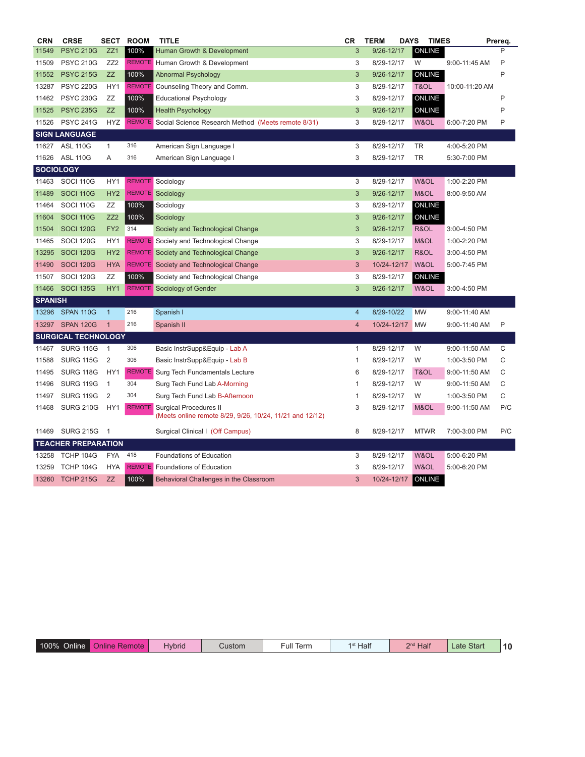| CRN | CRSE | SECT | ROOM | TITLE | CR | TERM | DAYS | TIMES | Prereq. |
|---|---|---|---|---|---|---|---|---|---|
| 11549 | PSYC 210G | ZZ1 | 100% | Human Growth & Development | 3 | 9/26-12/17 | ONLINE | | P |
| 11509 | PSYC 210G | ZZ2 | REMOTE | Human Growth & Development | 3 | 8/29-12/17 | W | 9:00-11:45 AM | P |
| 11552 | PSYC 215G | ZZ | 100% | Abnormal Psychology | 3 | 9/26-12/17 | ONLINE | | P |
| 13287 | PSYC 220G | HY1 | REMOTE | Counseling Theory and Comm. | 3 | 8/29-12/17 | T&OL | 10:00-11:20 AM | |
| 11462 | PSYC 230G | ZZ | 100% | Educational Psychology | 3 | 8/29-12/17 | ONLINE | | P |
| 11525 | PSYC 235G | ZZ | 100% | Health Psychology | 3 | 9/26-12/17 | ONLINE | | P |
| 11526 | PSYC 241G | HYZ | REMOTE | Social Science Research Method (Meets remote 8/31) | 3 | 8/29-12/17 | W&OL | 6:00-7:20 PM | P |
| **SIGN LANGUAGE** | | | | | | | | | |
| 11627 | ASL 110G | 1 | 316 | American Sign Language I | 3 | 8/29-12/17 | TR | 4:00-5:20 PM | |
| 11626 | ASL 110G | A | 316 | American Sign Language I | 3 | 8/29-12/17 | TR | 5:30-7:00 PM | |
| **SOCIOLOGY** | | | | | | | | | |
| 11463 | SOCI 110G | HY1 | REMOTE | Sociology | 3 | 8/29-12/17 | W&OL | 1:00-2:20 PM | |
| 11489 | SOCI 110G | HY2 | REMOTE | Sociology | 3 | 9/26-12/17 | M&OL | 8:00-9:50 AM | |
| 11464 | SOCI 110G | ZZ | 100% | Sociology | 3 | 8/29-12/17 | ONLINE | | |
| 11604 | SOCI 110G | ZZ2 | 100% | Sociology | 3 | 9/26-12/17 | ONLINE | | |
| 11504 | SOCI 120G | FY2 | 314 | Society and Technological Change | 3 | 9/26-12/17 | R&OL | 3:00-4:50 PM | |
| 11465 | SOCI 120G | HY1 | REMOTE | Society and Technological Change | 3 | 8/29-12/17 | M&OL | 1:00-2:20 PM | |
| 13295 | SOCI 120G | HY2 | REMOTE | Society and Technological Change | 3 | 9/26-12/17 | R&OL | 3:00-4:50 PM | |
| 11490 | SOCI 120G | HYA | REMOTE | Society and Technological Change | 3 | 10/24-12/17 | W&OL | 5:00-7:45 PM | |
| 11507 | SOCI 120G | ZZ | 100% | Society and Technological Change | 3 | 8/29-12/17 | ONLINE | | |
| 11466 | SOCI 135G | HY1 | REMOTE | Sociology of Gender | 3 | 9/26-12/17 | W&OL | 3:00-4:50 PM | |
| **SPANISH** | | | | | | | | | |
| 13296 | SPAN 110G | 1 | 216 | Spanish I | 4 | 8/29-10/22 | MW | 9:00-11:40 AM | |
| 13297 | SPAN 120G | 1 | 216 | Spanish II | 4 | 10/24-12/17 | MW | 9:00-11:40 AM | P |
| **SURGICAL TECHNOLOGY** | | | | | | | | | |
| 11467 | SURG 115G | 1 | 306 | Basic InstrSupp&Equip - Lab A | 1 | 8/29-12/17 | W | 9:00-11:50 AM | C |
| 11588 | SURG 115G | 2 | 306 | Basic InstrSupp&Equip - Lab B | 1 | 8/29-12/17 | W | 1:00-3:50 PM | C |
| 11495 | SURG 118G | HY1 | REMOTE | Surg Tech Fundamentals Lecture | 6 | 8/29-12/17 | T&OL | 9:00-11:50 AM | C |
| 11496 | SURG 119G | 1 | 304 | Surg Tech Fund Lab A-Morning | 1 | 8/29-12/17 | W | 9:00-11:50 AM | C |
| 11497 | SURG 119G | 2 | 304 | Surg Tech Fund Lab B-Afternoon | 1 | 8/29-12/17 | W | 1:00-3:50 PM | C |
| 11468 | SURG 210G | HY1 | REMOTE | Surgical Procedures II (Meets online remote 8/29, 9/26, 10/24, 11/21 and 12/12) | 3 | 8/29-12/17 | M&OL | 9:00-11:50 AM | P/C |
| 11469 | SURG 215G | 1 | | Surgical Clinical I (Off Campus) | 8 | 8/29-12/17 | MTWR | 7:00-3:00 PM | P/C |
| **TEACHER PREPARATION** | | | | | | | | | |
| 13258 | TCHP 104G | FYA | 418 | Foundations of Education | 3 | 8/29-12/17 | W&OL | 5:00-6:20 PM | |
| 13259 | TCHP 104G | HYA | REMOTE | Foundations of Education | 3 | 8/29-12/17 | W&OL | 5:00-6:20 PM | |
| 13260 | TCHP 215G | ZZ | 100% | Behavioral Challenges in the Classroom | 3 | 10/24-12/17 | ONLINE | | |

| 100% Online | Online Remote | Hybrid | Custom | Full Term | 1st Half | 2nd Half | Late Start |
|---|---|---|---|---|---|---|---|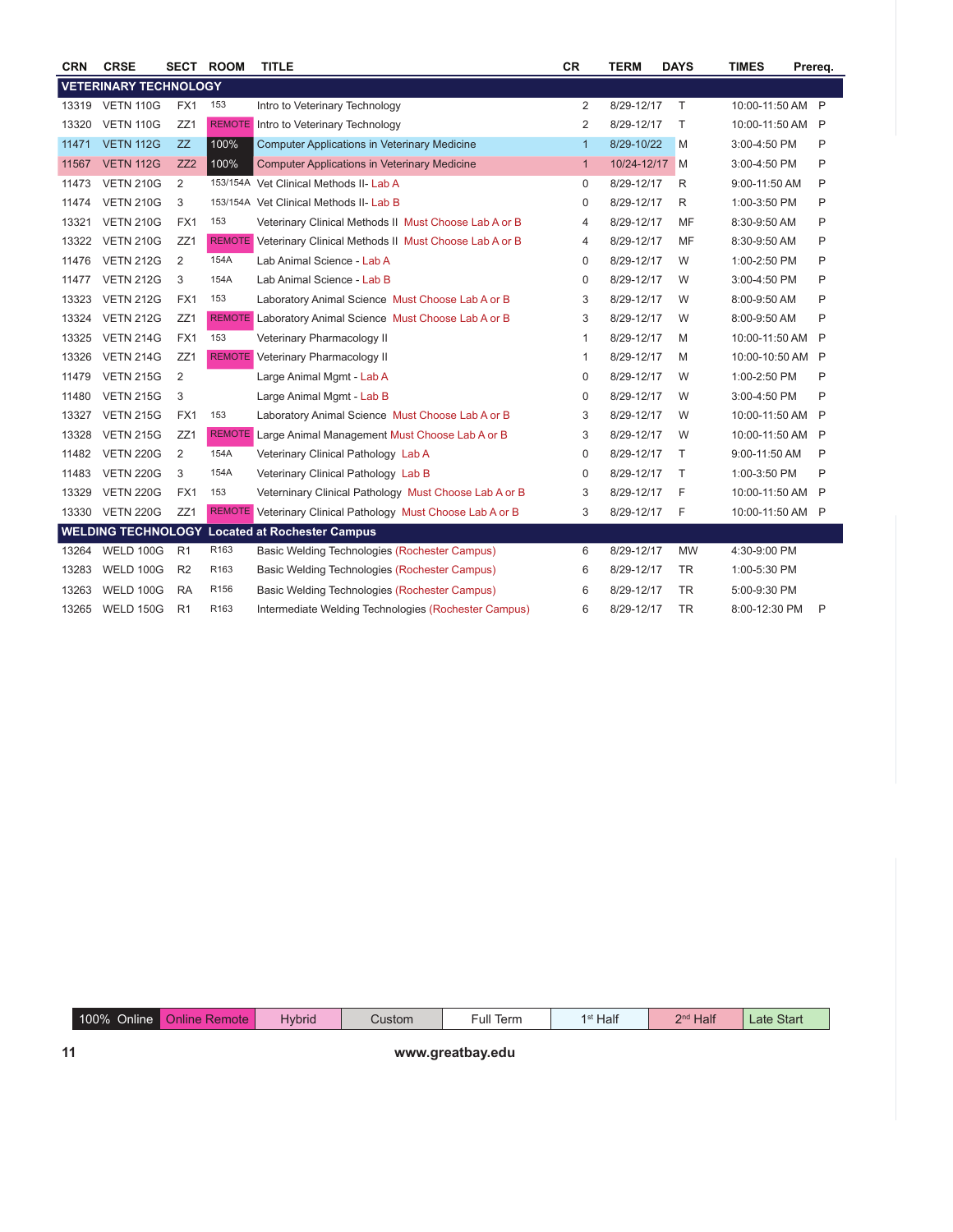| CRN | CRSE | SECT | ROOM | TITLE | CR | TERM | DAYS | TIMES | Prereq. |
|---|---|---|---|---|---|---|---|---|---|
| **VETERINARY TECHNOLOGY** | | | | | | | | | |
| 13319 | VETN 110G | FX1 | 153 | Intro to Veterinary Technology | 2 | 8/29-12/17 | T | 10:00-11:50 AM | P |
| 13320 | VETN 110G | ZZ1 | REMOTE | Intro to Veterinary Technology | 2 | 8/29-12/17 | T | 10:00-11:50 AM | P |
| 11471 | VETN 112G | ZZ | 100% | Computer Applications in Veterinary Medicine | 1 | 8/29-10/22 | M | 3:00-4:50 PM | P |
| 11567 | VETN 112G | ZZ2 | 100% | Computer Applications in Veterinary Medicine | 1 | 10/24-12/17 | M | 3:00-4:50 PM | P |
| 11473 | VETN 210G | 2 | 153/154A | Vet Clinical Methods II- Lab A | 0 | 8/29-12/17 | R | 9:00-11:50 AM | P |
| 11474 | VETN 210G | 3 | 153/154A | Vet Clinical Methods II- Lab B | 0 | 8/29-12/17 | R | 1:00-3:50 PM | P |
| 13321 | VETN 210G | FX1 | 153 | Veterinary Clinical Methods II Must Choose Lab A or B | 4 | 8/29-12/17 | MF | 8:30-9:50 AM | P |
| 13322 | VETN 210G | ZZ1 | REMOTE | Veterinary Clinical Methods II Must Choose Lab A or B | 4 | 8/29-12/17 | MF | 8:30-9:50 AM | P |
| 11476 | VETN 212G | 2 | 154A | Lab Animal Science - Lab A | 0 | 8/29-12/17 | W | 1:00-2:50 PM | P |
| 11477 | VETN 212G | 3 | 154A | Lab Animal Science - Lab B | 0 | 8/29-12/17 | W | 3:00-4:50 PM | P |
| 13323 | VETN 212G | FX1 | 153 | Laboratory Animal Science Must Choose Lab A or B | 3 | 8/29-12/17 | W | 8:00-9:50 AM | P |
| 13324 | VETN 212G | ZZ1 | REMOTE | Laboratory Animal Science Must Choose Lab A or B | 3 | 8/29-12/17 | W | 8:00-9:50 AM | P |
| 13325 | VETN 214G | FX1 | 153 | Veterinary Pharmacology II | 1 | 8/29-12/17 | M | 10:00-11:50 AM | P |
| 13326 | VETN 214G | ZZ1 | REMOTE | Veterinary Pharmacology II | 1 | 8/29-12/17 | M | 10:00-10:50 AM | P |
| 11479 | VETN 215G | 2 | | Large Animal Mgmt - Lab A | 0 | 8/29-12/17 | W | 1:00-2:50 PM | P |
| 11480 | VETN 215G | 3 | | Large Animal Mgmt - Lab B | 0 | 8/29-12/17 | W | 3:00-4:50 PM | P |
| 13327 | VETN 215G | FX1 | 153 | Laboratory Animal Science Must Choose Lab A or B | 3 | 8/29-12/17 | W | 10:00-11:50 AM | P |
| 13328 | VETN 215G | ZZ1 | REMOTE | Large Animal Management Must Choose Lab A or B | 3 | 8/29-12/17 | W | 10:00-11:50 AM | P |
| 11482 | VETN 220G | 2 | 154A | Veterinary Clinical Pathology Lab A | 0 | 8/29-12/17 | T | 9:00-11:50 AM | P |
| 11483 | VETN 220G | 3 | 154A | Veterinary Clinical Pathology Lab B | 0 | 8/29-12/17 | T | 1:00-3:50 PM | P |
| 13329 | VETN 220G | FX1 | 153 | Veterninary Clinical Pathology Must Choose Lab A or B | 3 | 8/29-12/17 | F | 10:00-11:50 AM | P |
| 13330 | VETN 220G | ZZ1 | REMOTE | Veterinary Clinical Pathology Must Choose Lab A or B | 3 | 8/29-12/17 | F | 10:00-11:50 AM | P |
| **WELDING TECHNOLOGY Located at Rochester Campus** | | | | | | | | | |
| 13264 | WELD 100G | R1 | R163 | Basic Welding Technologies (Rochester Campus) | 6 | 8/29-12/17 | MW | 4:30-9:00 PM | |
| 13283 | WELD 100G | R2 | R163 | Basic Welding Technologies (Rochester Campus) | 6 | 8/29-12/17 | TR | 1:00-5:30 PM | |
| 13263 | WELD 100G | RA | R156 | Basic Welding Technologies (Rochester Campus) | 6 | 8/29-12/17 | TR | 5:00-9:30 PM | |
| 13265 | WELD 150G | R1 | R163 | Intermediate Welding Technologies (Rochester Campus) | 6 | 8/29-12/17 | TR | 8:00-12:30 PM | P |

| 100% Online | Online Remote | Hybrid | Custom | Full Term | 1st Half | 2nd Half | Late Start |
|---|---|---|---|---|---|---|---|

www.greatbay.edu